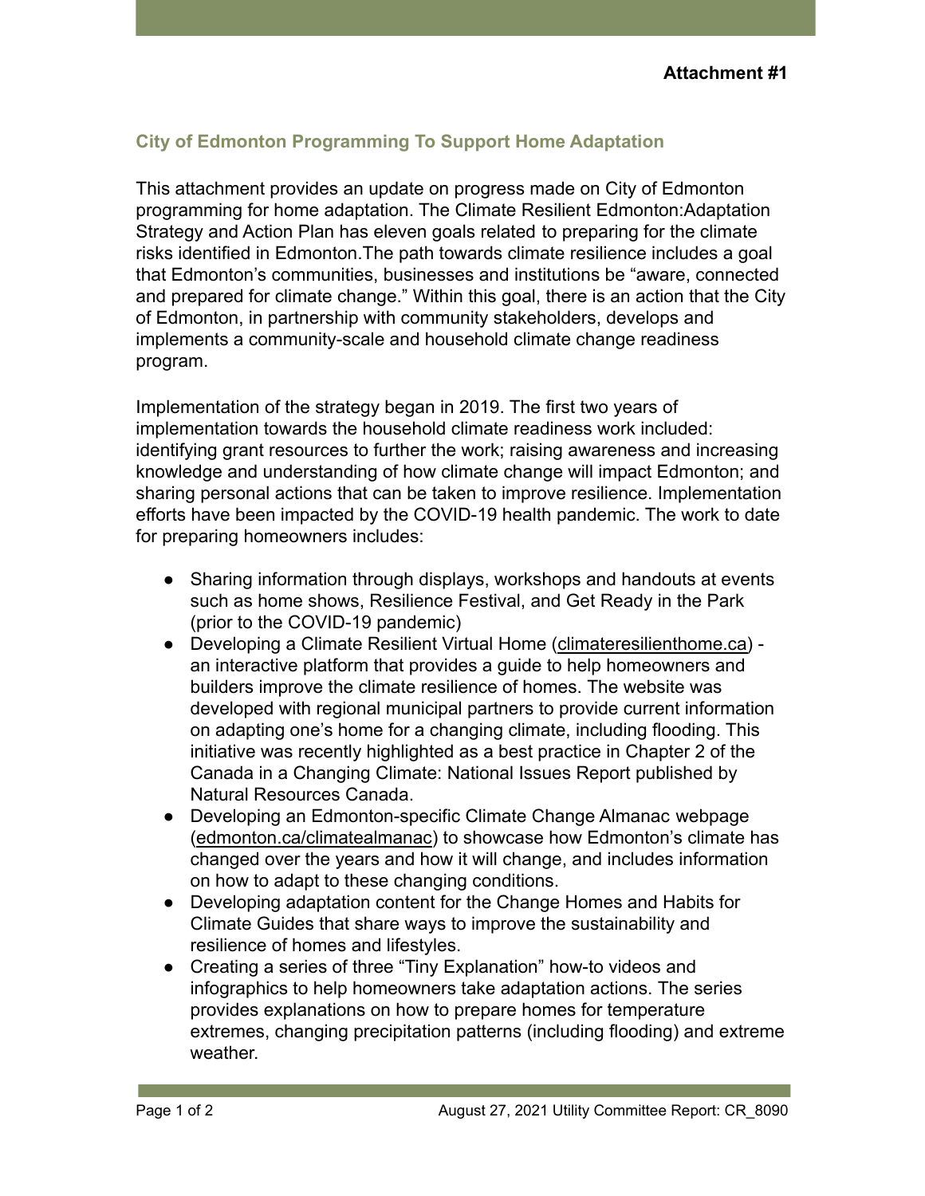**Attachment #1**

## City of Edmonton Programming To Support Home Adaptation

This attachment provides an update on progress made on City of Edmonton programming for home adaptation. The Climate Resilient Edmonton:Adaptation Strategy and Action Plan has eleven goals related to preparing for the climate risks identified in Edmonton.The path towards climate resilience includes a goal that Edmonton's communities, businesses and institutions be "aware, connected and prepared for climate change." Within this goal, there is an action that the City of Edmonton, in partnership with community stakeholders, develops and implements a community-scale and household climate change readiness program.

Implementation of the strategy began in 2019. The first two years of implementation towards the household climate readiness work included: identifying grant resources to further the work; raising awareness and increasing knowledge and understanding of how climate change will impact Edmonton; and sharing personal actions that can be taken to improve resilience. Implementation efforts have been impacted by the COVID-19 health pandemic. The work to date for preparing homeowners includes:

- Sharing information through displays, workshops and handouts at events such as home shows, Resilience Festival, and Get Ready in the Park (prior to the COVID-19 pandemic)
- Developing a Climate Resilient Virtual Home (climateresilienthome.ca) - an interactive platform that provides a guide to help homeowners and builders improve the climate resilience of homes. The website was developed with regional municipal partners to provide current information on adapting one's home for a changing climate, including flooding. This initiative was recently highlighted as a best practice in Chapter 2 of the Canada in a Changing Climate: National Issues Report published by Natural Resources Canada.
- Developing an Edmonton-specific Climate Change Almanac webpage (edmonton.ca/climatealmanac) to showcase how Edmonton's climate has changed over the years and how it will change, and includes information on how to adapt to these changing conditions.
- Developing adaptation content for the Change Homes and Habits for Climate Guides that share ways to improve the sustainability and resilience of homes and lifestyles.
- Creating a series of three "Tiny Explanation" how-to videos and infographics to help homeowners take adaptation actions. The series provides explanations on how to prepare homes for temperature extremes, changing precipitation patterns (including flooding) and extreme weather.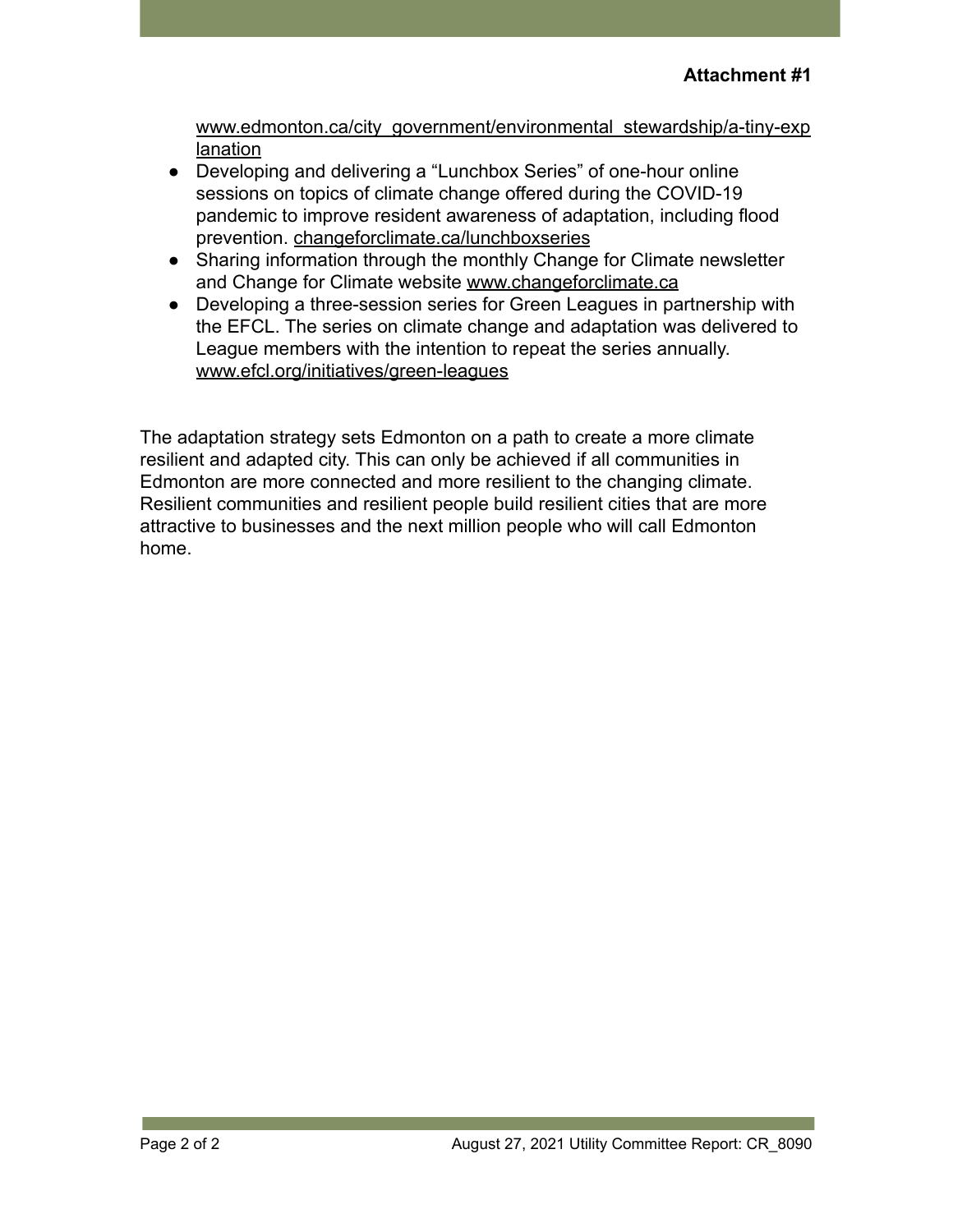**Attachment #1**

www.edmonton.ca/city_government/environmental_stewardship/a-tiny-explanation

- Developing and delivering a "Lunchbox Series" of one-hour online sessions on topics of climate change offered during the COVID-19 pandemic to improve resident awareness of adaptation, including flood prevention. changeforclimate.ca/lunchboxseries
- Sharing information through the monthly Change for Climate newsletter and Change for Climate website www.changeforclimate.ca
- Developing a three-session series for Green Leagues in partnership with the EFCL. The series on climate change and adaptation was delivered to League members with the intention to repeat the series annually. www.efcl.org/initiatives/green-leagues

The adaptation strategy sets Edmonton on a path to create a more climate resilient and adapted city. This can only be achieved if all communities in Edmonton are more connected and more resilient to the changing climate. Resilient communities and resilient people build resilient cities that are more attractive to businesses and the next million people who will call Edmonton home.